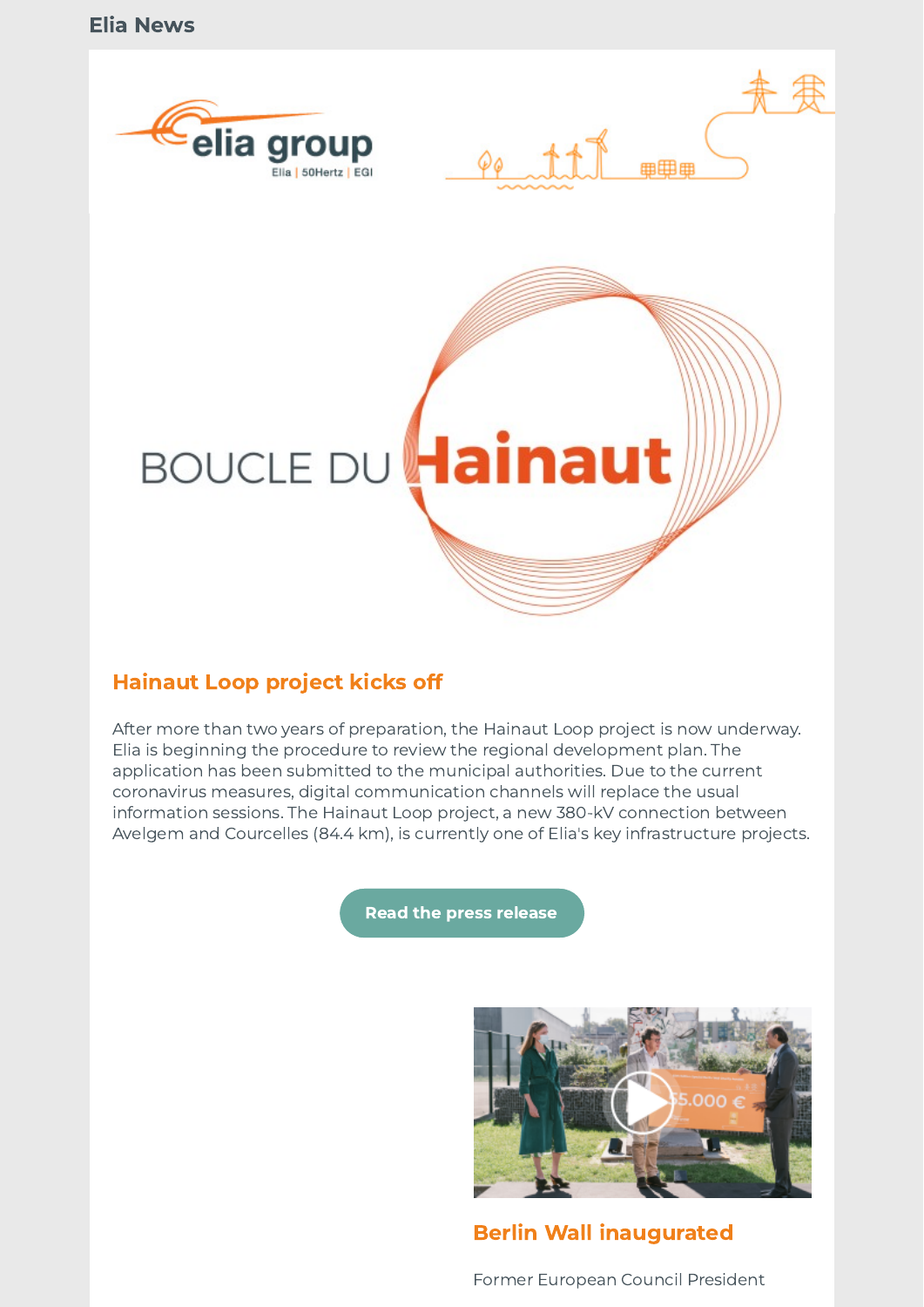Elia News

## Hainaut Loop project kicks off

After more than two years of preparation, the Hainaut Loop project is now underway. Elia is beginning the procedure to review the regional development plan. The application has been submitted to the municipal authorities. Due to the current coronavirus measures, digital communication channels will replace the usual information sessions. The Hainaut Loop project, a new 380-kV connection between Avelgem and Courcelles (84.4 km), is currently one of Elia's key infrastructure projects.

Read the press release

## Berlin Wall inaugurated

Former European Council President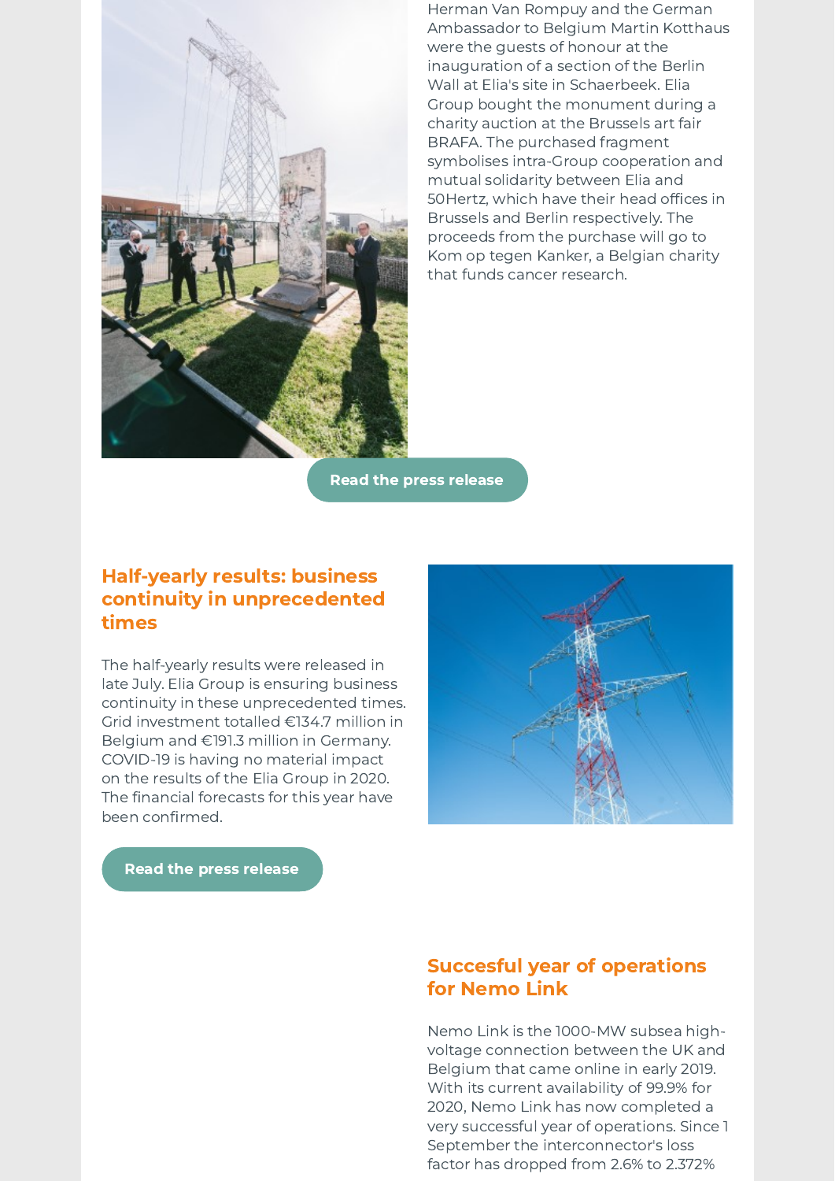Herman Van Rompuy and the German Ambassador to Belgium Martin Kotthaus were the guests of honour at the inauguration of a section of the Berlin Wall at Elia's site in Schaerbeek. Elia Group bought the monument during a charity auction at the Brussels art fair BRAFA. The purchased fragment symbolises intra-Group cooperation and mutual solidarity between Elia and 50Hertz, which have their head offices in Brussels and Berlin respectively. The proceeds from the purchase will go to Kom op tegen Kanker, a Belgian charity that funds cancer research.

**Read the press release**

## Half-yearly results: business continuity in unprecedented times

The half-yearly results were released in late July. Elia Group is ensuring business continuity in these unprecedented times. Grid investment totalled €134.7 million in Belgium and €191.3 million in Germany. COVID-19 is having no material impact on the results of the Elia Group in 2020. The financial forecasts for this year have been confirmed.

**Read the press release**

## Succesful year of operations for Nemo Link

Nemo Link is the 1000-MW subsea high-voltage connection between the UK and Belgium that came online in early 2019. With its current availability of 99.9% for 2020, Nemo Link has now completed a very successful year of operations. Since 1 September the interconnector's loss factor has dropped from 2.6% to 2.372%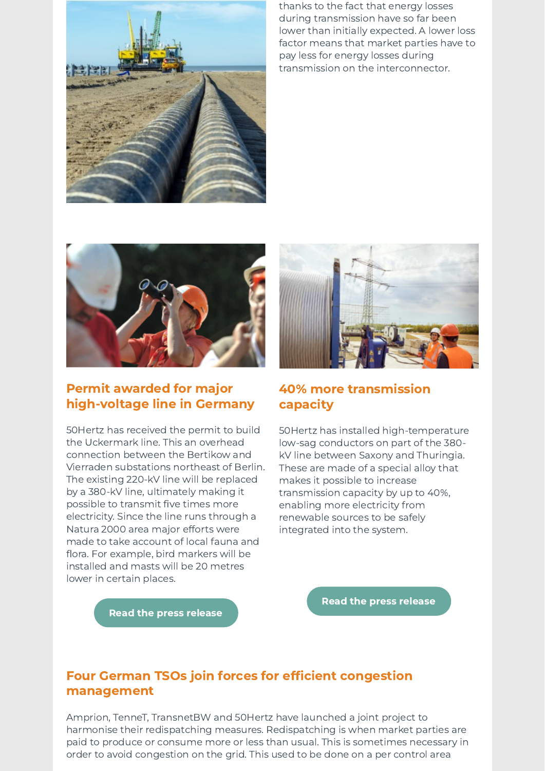thanks to the fact that energy losses during transmission have so far been lower than initially expected. A lower loss factor means that market parties have to pay less for energy losses during transmission on the interconnector.

## Permit awarded for major high-voltage line in Germany

50Hertz has received the permit to build the Uckermark line. This an overhead connection between the Bertikow and Vierraden substations northeast of Berlin. The existing 220-kV line will be replaced by a 380-kV line, ultimately making it possible to transmit five times more electricity. Since the line runs through a Natura 2000 area major efforts were made to take account of local fauna and flora. For example, bird markers will be installed and masts will be 20 metres lower in certain places.

Read the press release

## 40% more transmission capacity

50Hertz has installed high-temperature low-sag conductors on part of the 380-kV line between Saxony and Thuringia. These are made of a special alloy that makes it possible to increase transmission capacity by up to 40%, enabling more electricity from renewable sources to be safely integrated into the system.

Read the press release

## Four German TSOs join forces for efficient congestion management

Amprion, TenneT, TransnetBW and 50Hertz have launched a joint project to harmonise their redispatching measures. Redispatching is when market parties are paid to produce or consume more or less than usual. This is sometimes necessary in order to avoid congestion on the grid. This used to be done on a per control area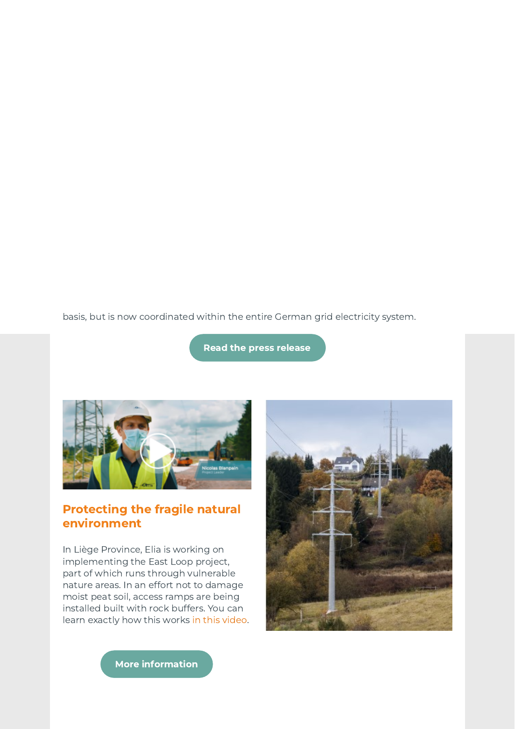basis, but is now coordinated within the entire German grid electricity system.

Read the press release

## Protecting the fragile natural environment

In Liège Province, Elia is working on implementing the East Loop project, part of which runs through vulnerable nature areas. In an effort not to damage moist peat soil, access ramps are being installed built with rock buffers. You can learn exactly how this works in this video.

More information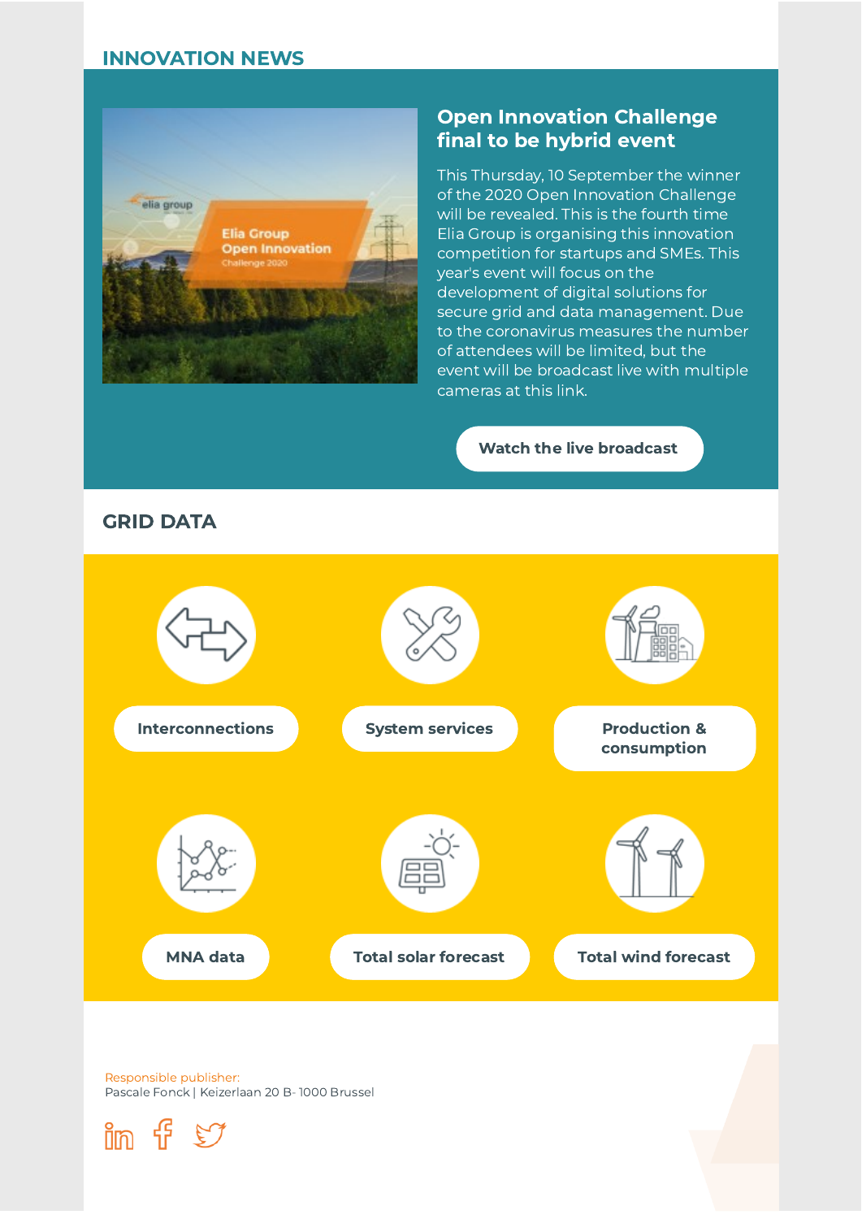## INNOVATION NEWS

### Open Innovation Challenge final to be hybrid event

This Thursday, 10 September the winner of the 2020 Open Innovation Challenge will be revealed. This is the fourth time Elia Group is organising this innovation competition for startups and SMEs. This year's event will focus on the development of digital solutions for secure grid and data management. Due to the coronavirus measures the number of attendees will be limited, but the event will be broadcast live with multiple cameras at this link.

Watch the live broadcast

## GRID DATA

Interconnections

System services

Production & consumption

MNA data

Total solar forecast

Total wind forecast

Responsible publisher:
Pascale Fonck | Keizerlaan 20 B- 1000 Brussel